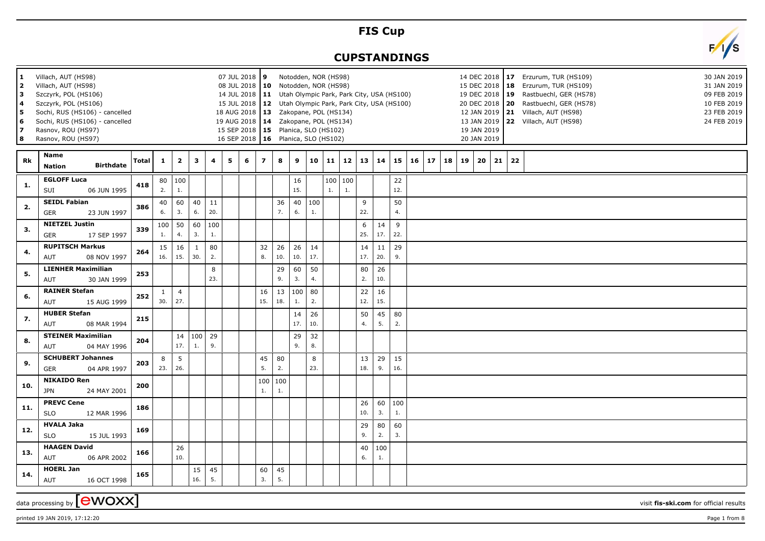# FIS Cup

## CUPSTANDINGS

| # | Venue | Date |
|---|---|---|
| 1 | Villach, AUT (HS98) | 07 JUL 2018 |
| 2 | Villach, AUT (HS98) | 08 JUL 2018 |
| 3 | Szczyrk, POL (HS106) | 14 JUL 2018 |
| 4 | Szczyrk, POL (HS106) | 15 JUL 2018 |
| 5 | Sochi, RUS (HS106) - cancelled | 18 AUG 2018 |
| 6 | Sochi, RUS (HS106) - cancelled | 19 AUG 2018 |
| 7 | Rasnov, ROU (HS97) | 15 SEP 2018 |
| 8 | Rasnov, ROU (HS97) | 16 SEP 2018 |
| 9 | Notodden, NOR (HS98) | 14 DEC 2018 |
| 10 | Notodden, NOR (HS98) | 15 DEC 2018 |
| 11 | Utah Olympic Park, Park City, USA (HS100) | 19 DEC 2018 |
| 12 | Utah Olympic Park, Park City, USA (HS100) | 20 DEC 2018 |
| 13 | Zakopane, POL (HS134) | 12 JAN 2019 |
| 14 | Zakopane, POL (HS134) | 13 JAN 2019 |
| 15 | Planica, SLO (HS102) | 19 JAN 2019 |
| 16 | Planica, SLO (HS102) | 20 JAN 2019 |
| 17 | Erzurum, TUR (HS109) | 30 JAN 2019 |
| 18 | Erzurum, TUR (HS109) | 31 JAN 2019 |
| 19 | Rastbuechl, GER (HS78) | 09 FEB 2019 |
| 20 | Rastbuechl, GER (HS78) | 10 FEB 2019 |
| 21 | Villach, AUT (HS98) | 23 FEB 2019 |
| 22 | Villach, AUT (HS98) | 24 FEB 2019 |

| Rk | Name / Nation / Birthdate | Total | 1 | 2 | 3 | 4 | 5 | 6 | 7 | 8 | 9 | 10 | 11 | 12 | 13 | 14 | 15 | 16 | 17 | 18 | 19 | 20 | 21 | 22 |
|---|---|---|---|---|---|---|---|---|---|---|---|---|---|---|---|---|---|---|---|---|---|---|---|---|
| 1. | EGLOFF Luca, SUI, 06 JUN 1995 | 418 | 80 (2.) | 100 (1.) | | | | | | | 16 (15.) | | 100 (1.) | 100 (1.) | | | 22 (12.) | | | | | | | |
| 2. | SEIDL Fabian, GER, 23 JUN 1997 | 386 | 40 (6.) | 60 (3.) | 40 (6.) | 11 (20.) | | | | 36 (7.) | 40 (6.) | 100 (1.) | | | 9 (22.) | | 50 (4.) | | | | | | | |
| 3. | NIETZEL Justin, GER, 17 SEP 1997 | 339 | 100 (1.) | 50 (4.) | 60 (3.) | 100 (1.) | | | | | | | | | 6 (25.) | 14 (17.) | 9 (22.) | | | | | | | |
| 4. | RUPITSCH Markus, AUT, 08 NOV 1997 | 264 | 15 (16.) | 16 (15.) | 1 (30.) | 80 (2.) | | | 32 (8.) | 26 (10.) | 26 (10.) | 14 (17.) | | | 14 (17.) | 11 (20.) | 29 (9.) | | | | | | | |
| 5. | LIENHER Maximilian, AUT, 30 JAN 1999 | 253 | | | | 8 (23.) | | | | 29 (9.) | 60 (3.) | 50 (4.) | | | 80 (2.) | 26 (10.) | | | | | | | | |
| 6. | RAINER Stefan, AUT, 15 AUG 1999 | 252 | 1 (30.) | 4 (27.) | | | | | 16 (15.) | 13 (18.) | 100 (1.) | 80 (2.) | | | 22 (12.) | 16 (15.) | | | | | | | | |
| 7. | HUBER Stefan, AUT, 08 MAR 1994 | 215 | | | | | | | | | 14 (17.) | 26 (10.) | | | 50 (4.) | 45 (5.) | 80 (2.) | | | | | | | |
| 8. | STEINER Maximilian, AUT, 04 MAY 1996 | 204 | | 14 (17.) | 100 (1.) | 29 (9.) | | | | | 29 (9.) | 32 (8.) | | | | | | | | | | | | |
| 9. | SCHUBERT Johannes, GER, 04 APR 1997 | 203 | 8 (23.) | 5 (26.) | | | | | 45 (5.) | 80 (2.) | | 8 (23.) | | | 13 (18.) | 29 (9.) | 15 (16.) | | | | | | | |
| 10. | NIKAIDO Ren, JPN, 24 MAY 2001 | 200 | | | | | | | 100 (1.) | 100 (1.) | | | | | | | | | | | | | | |
| 11. | PREVC Cene, SLO, 12 MAR 1996 | 186 | | | | | | | | | | | | | 26 (10.) | 60 (3.) | 100 (1.) | | | | | | | |
| 12. | HVALA Jaka, SLO, 15 JUL 1993 | 169 | | | | | | | | | | | | | 29 (9.) | 80 (2.) | 60 (3.) | | | | | | | |
| 13. | HAAGEN David, AUT, 06 APR 2002 | 166 | | 26 (10.) | | | | | | | | | | | 40 (6.) | 100 (1.) | | | | | | | | |
| 14. | HOERL Jan, AUT, 16 OCT 1998 | 165 | | | 15 (16.) | 45 (5.) | | | 60 (3.) | 45 (5.) | | | | | | | | | | | | | | |

data processing by ewoxx — visit fis-ski.com for official results

printed 19 JAN 2019, 17:12:20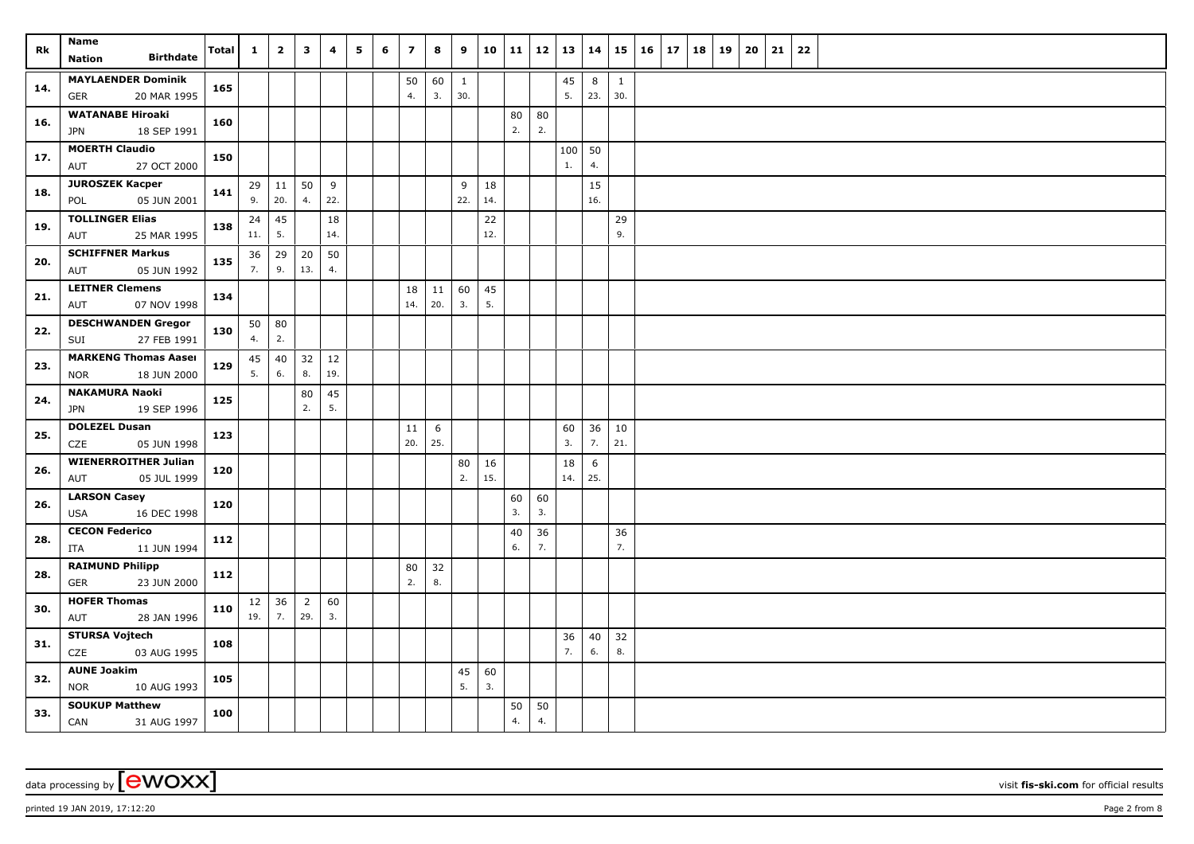| Rk | Name<br>Nation Birthdate | Total | 1 | 2 | 3 | 4 | 5 | 6 | 7 | 8 | 9 | 10 | 11 | 12 | 13 | 14 | 15 | 16 | 17 | 18 | 19 | 20 | 21 | 22 |
|---|---|---|---|---|---|---|---|---|---|---|---|---|---|---|---|---|---|---|---|---|---|---|---|---|
| 14. | **MAYLAENDER Dominik**<br>GER 20 MAR 1995 | 165 | | | | | | | 50<br>4. | 60<br>3. | 1<br>30. | | | | 45<br>5. | 8<br>23. | 1<br>30. | | | | | | | |
| 16. | **WATANABE Hiroaki**<br>JPN 18 SEP 1991 | 160 | | | | | | | | | | | 80<br>2. | 80<br>2. | | | | | | | | | | |
| 17. | **MOERTH Claudio**<br>AUT 27 OCT 2000 | 150 | | | | | | | | | | | | | 100<br>1. | 50<br>4. | | | | | | | | |
| 18. | **JUROSZEK Kacper**<br>POL 05 JUN 2001 | 141 | 29<br>9. | 11<br>20. | 50<br>4. | 9<br>22. | | | | | 9<br>22. | 18<br>14. | | | | 15<br>16. | | | | | | | | |
| 19. | **TOLLINGER Elias**<br>AUT 25 MAR 1995 | 138 | 24<br>11. | 45<br>5. | | 18<br>14. | | | | | | 22<br>12. | | | | | 29<br>9. | | | | | | | |
| 20. | **SCHIFFNER Markus**<br>AUT 05 JUN 1992 | 135 | 36<br>7. | 29<br>9. | 20<br>13. | 50<br>4. | | | | | | | | | | | | | | | | | | |
| 21. | **LEITNER Clemens**<br>AUT 07 NOV 1998 | 134 | | | | | | | 18<br>14. | 11<br>20. | 60<br>3. | 45<br>5. | | | | | | | | | | | | |
| 22. | **DESCHWANDEN Gregor**<br>SUI 27 FEB 1991 | 130 | 50<br>4. | 80<br>2. | | | | | | | | | | | | | | | | | | | | |
| 23. | **MARKENG Thomas Aasen**<br>NOR 18 JUN 2000 | 129 | 45<br>5. | 40<br>6. | 32<br>8. | 12<br>19. | | | | | | | | | | | | | | | | | | |
| 24. | **NAKAMURA Naoki**<br>JPN 19 SEP 1996 | 125 | | | 80<br>2. | 45<br>5. | | | | | | | | | | | | | | | | | | |
| 25. | **DOLEZEL Dusan**<br>CZE 05 JUN 1998 | 123 | | | | | | | 11<br>20. | 6<br>25. | | | | | 60<br>3. | 36<br>7. | 10<br>21. | | | | | | | |
| 26. | **WIENERROITHER Julian**<br>AUT 05 JUL 1999 | 120 | | | | | | | | | 80<br>2. | 16<br>15. | | | 18<br>14. | 6<br>25. | | | | | | | | |
| 26. | **LARSON Casey**<br>USA 16 DEC 1998 | 120 | | | | | | | | | | | 60<br>3. | 60<br>3. | | | | | | | | | | |
| 28. | **CECON Federico**<br>ITA 11 JUN 1994 | 112 | | | | | | | | | | | 40<br>6. | 36<br>7. | | | 36<br>7. | | | | | | | |
| 28. | **RAIMUND Philipp**<br>GER 23 JUN 2000 | 112 | | | | | | | 80<br>2. | 32<br>8. | | | | | | | | | | | | | | |
| 30. | **HOFER Thomas**<br>AUT 28 JAN 1996 | 110 | 12<br>19. | 36<br>7. | 2<br>29. | 60<br>3. | | | | | | | | | | | | | | | | | | |
| 31. | **STURSA Vojtech**<br>CZE 03 AUG 1995 | 108 | | | | | | | | | | | | | 36<br>7. | 40<br>6. | 32<br>8. | | | | | | | |
| 32. | **AUNE Joakim**<br>NOR 10 AUG 1993 | 105 | | | | | | | | | 45<br>5. | 60<br>3. | | | | | | | | | | | | |
| 33. | **SOUKUP Matthew**<br>CAN 31 AUG 1997 | 100 | | | | | | | | | | | 50<br>4. | 50<br>4. | | | | | | | | | | |

data processing by [ewoxx] visit **fis-ski.com** for official results

printed 19 JAN 2019, 17:12:20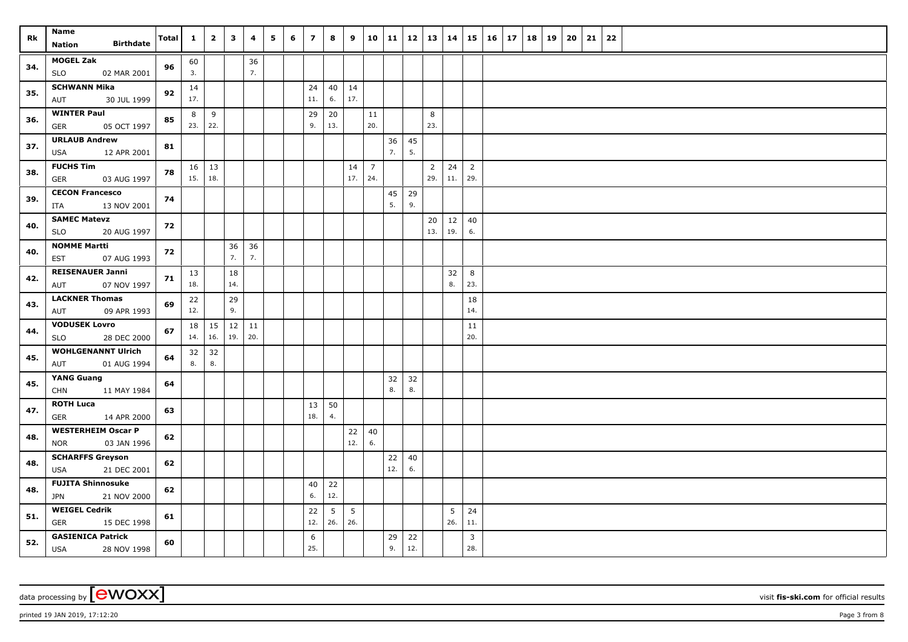| Rk | Name Nation Birthdate | Total | 1 | 2 | 3 | 4 | 5 | 6 | 7 | 8 | 9 | 10 | 11 | 12 | 13 | 14 | 15 | 16 | 17 | 18 | 19 | 20 | 21 | 22 |
|---|---|---|---|---|---|---|---|---|---|---|---|---|---|---|---|---|---|---|---|---|---|---|---|---|
| 34. | MOGEL Zak SLO 02 MAR 2001 | 96 | 60 3. | | | 36 7. | | | | | | | | | | | | | | | | | | |
| 35. | SCHWANN Mika AUT 30 JUL 1999 | 92 | 14 17. | | | | | | 24 11. | 40 6. | 14 17. | | | | | | | | | | | | | |
| 36. | WINTER Paul GER 05 OCT 1997 | 85 | 8 23. | 9 22. | | | | | 29 9. | 20 13. | | 11 20. | | | 8 23. | | | | | | | | | |
| 37. | URLAUB Andrew USA 12 APR 2001 | 81 | | | | | | | | | | | 36 7. | 45 5. | | | | | | | | | | |
| 38. | FUCHS Tim GER 03 AUG 1997 | 78 | 16 15. | 13 18. | | | | | | | 14 17. | 7 24. | | | 2 29. | 24 11. | 2 29. | | | | | | | |
| 39. | CECON Francesco ITA 13 NOV 2001 | 74 | | | | | | | | | | | 45 5. | 29 9. | | | | | | | | | | |
| 40. | SAMEC Matevz SLO 20 AUG 1997 | 72 | | | | | | | | | | | | | 20 13. | 12 19. | 40 6. | | | | | | | |
| 40. | NOMME Martti EST 07 AUG 1993 | 72 | | | 36 7. | 36 7. | | | | | | | | | | | | | | | | | | |
| 42. | REISENAUER Janni AUT 07 NOV 1997 | 71 | 13 18. | | 18 14. | | | | | | | | | | | 32 8. | 8 23. | | | | | | | |
| 43. | LACKNER Thomas AUT 09 APR 1993 | 69 | 22 12. | | 29 9. | | | | | | | | | | | | 18 14. | | | | | | | |
| 44. | VODUSEK Lovro SLO 28 DEC 2000 | 67 | 18 14. | 15 16. | 12 19. | 11 20. | | | | | | | | | | | 11 20. | | | | | | | |
| 45. | WOHLGENANNT Ulrich AUT 01 AUG 1994 | 64 | 32 8. | 32 8. | | | | | | | | | | | | | | | | | | | | |
| 45. | YANG Guang CHN 11 MAY 1984 | 64 | | | | | | | | | | | 32 8. | 32 8. | | | | | | | | | | |
| 47. | ROTH Luca GER 14 APR 2000 | 63 | | | | | | | 13 18. | 50 4. | | | | | | | | | | | | | | |
| 48. | WESTERHEIM Oscar P NOR 03 JAN 1996 | 62 | | | | | | | | | 22 12. | 40 6. | | | | | | | | | | | | |
| 48. | SCHARFFS Greyson USA 21 DEC 2001 | 62 | | | | | | | | | | | 22 12. | 40 6. | | | | | | | | | | |
| 48. | FUJITA Shinnosuke JPN 21 NOV 2000 | 62 | | | | | | | 40 6. | 22 12. | | | | | | | | | | | | | | |
| 51. | WEIGEL Cedrik GER 15 DEC 1998 | 61 | | | | | | | 22 12. | 5 26. | 5 26. | | | | | 5 26. | 24 11. | | | | | | | |
| 52. | GASIENICA Patrick USA 28 NOV 1998 | 60 | | | | | | | 6 25. | | | | 29 9. | 22 12. | | | 3 28. | | | | | | | |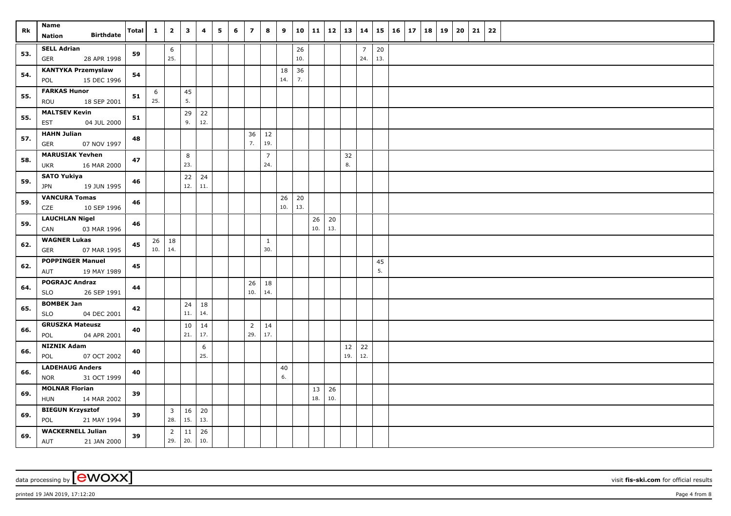| Rk | Name<br>Nation Birthdate | Total | 1 | 2 | 3 | 4 | 5 | 6 | 7 | 8 | 9 | 10 | 11 | 12 | 13 | 14 | 15 | 16 | 17 | 18 | 19 | 20 | 21 | 22 |
|---|---|---|---|---|---|---|---|---|---|---|---|---|---|---|---|---|---|---|---|---|---|---|---|---|
| 53. | **SELL Adrian**<br>GER 28 APR 1998 | **59** | | 6<br>25. | | | | | | | | 26<br>10. | | | | 7<br>24. | 20<br>13. | | | | | | | |
| 54. | **KANTYKA Przemyslaw**<br>POL 15 DEC 1996 | **54** | | | | | | | | | 18<br>14. | 36<br>7. | | | | | | | | | | | | |
| 55. | **FARKAS Hunor**<br>ROU 18 SEP 2001 | **51** | 6<br>25. | | 45<br>5. | | | | | | | | | | | | | | | | | | | |
| 55. | **MALTSEV Kevin**<br>EST 04 JUL 2000 | **51** | | | 29<br>9. | 22<br>12. | | | | | | | | | | | | | | | | | | |
| 57. | **HAHN Julian**<br>GER 07 NOV 1997 | **48** | | | | | | | 36<br>7. | 12<br>19. | | | | | | | | | | | | | | |
| 58. | **MARUSIAK Yevhen**<br>UKR 16 MAR 2000 | **47** | | | 8<br>23. | | | | | 7<br>24. | | | | | 32<br>8. | | | | | | | | | |
| 59. | **SATO Yukiya**<br>JPN 19 JUN 1995 | **46** | | | 22<br>12. | 24<br>11. | | | | | | | | | | | | | | | | | | |
| 59. | **VANCURA Tomas**<br>CZE 10 SEP 1996 | **46** | | | | | | | | | 26<br>10. | 20<br>13. | | | | | | | | | | | | |
| 59. | **LAUCHLAN Nigel**<br>CAN 03 MAR 1996 | **46** | | | | | | | | | | | 26<br>10. | 20<br>13. | | | | | | | | | | |
| 62. | **WAGNER Lukas**<br>GER 07 MAR 1995 | **45** | 26<br>10. | 18<br>14. | | | | | | 1<br>30. | | | | | | | | | | | | | | |
| 62. | **POPPINGER Manuel**<br>AUT 19 MAY 1989 | **45** | | | | | | | | | | | | | | | 45<br>5. | | | | | | | |
| 64. | **POGRAJC Andraz**<br>SLO 26 SEP 1991 | **44** | | | | | | | 26<br>10. | 18<br>14. | | | | | | | | | | | | | | |
| 65. | **BOMBEK Jan**<br>SLO 04 DEC 2001 | **42** | | | 24<br>11. | 18<br>14. | | | | | | | | | | | | | | | | | | |
| 66. | **GRUSZKA Mateusz**<br>POL 04 APR 2001 | **40** | | | 10<br>21. | 14<br>17. | | | 2<br>29. | 14<br>17. | | | | | | | | | | | | | | |
| 66. | **NIZNIK Adam**<br>POL 07 OCT 2002 | **40** | | | | 6<br>25. | | | | | | | | | 12<br>19. | 22<br>12. | | | | | | | | |
| 66. | **LADEHAUG Anders**<br>NOR 31 OCT 1999 | **40** | | | | | | | | | 40<br>6. | | | | | | | | | | | | | |
| 69. | **MOLNAR Florian**<br>HUN 14 MAR 2002 | **39** | | | | | | | | | | | 13<br>18. | 26<br>10. | | | | | | | | | | |
| 69. | **BIEGUN Krzysztof**<br>POL 21 MAY 1994 | **39** | | 3<br>28. | 16<br>15. | 20<br>13. | | | | | | | | | | | | | | | | | | |
| 69. | **WACKERNELL Julian**<br>AUT 21 JAN 2000 | **39** | | 2<br>29. | 11<br>20. | 26<br>10. | | | | | | | | | | | | | | | | | | |

data processing by [ewoxx] visit **fis-ski.com** for official results

printed 19 JAN 2019, 17:12:20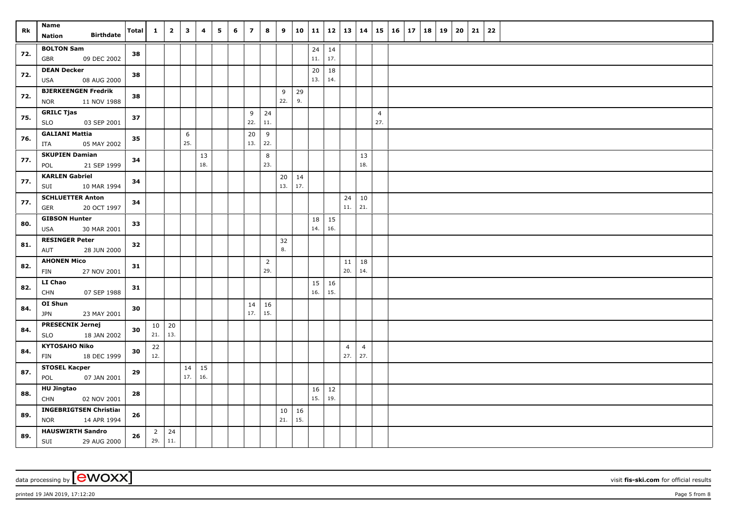| Rk | Name<br>Nation Birthdate | Total | 1 | 2 | 3 | 4 | 5 | 6 | 7 | 8 | 9 | 10 | 11 | 12 | 13 | 14 | 15 | 16 | 17 | 18 | 19 | 20 | 21 | 22 |
|---|---|---|---|---|---|---|---|---|---|---|---|---|---|---|---|---|---|---|---|---|---|---|---|---|
| 72. | **BOLTON Sam**<br>GBR 09 DEC 2002 | 38 | | | | | | | | | | | 24<br>11. | 14<br>17. | | | | | | | | | | |
| 72. | **DEAN Decker**<br>USA 08 AUG 2000 | 38 | | | | | | | | | | | 20<br>13. | 18<br>14. | | | | | | | | | | |
| 72. | **BJERKEENGEN Fredrik**<br>NOR 11 NOV 1988 | 38 | | | | | | | | | 9<br>22. | 29<br>9. | | | | | | | | | | | | |
| 75. | **GRILC Tjas**<br>SLO 03 SEP 2001 | 37 | | | | | | | 9<br>22. | 24<br>11. | | | | | | | 4<br>27. | | | | | | | |
| 76. | **GALIANI Mattia**<br>ITA 05 MAY 2002 | 35 | | | 6<br>25. | | | | 20<br>13. | 9<br>22. | | | | | | | | | | | | | | |
| 77. | **SKUPIEN Damian**<br>POL 21 SEP 1999 | 34 | | | | 13<br>18. | | | | 8<br>23. | | | | | | 13<br>18. | | | | | | | | |
| 77. | **KARLEN Gabriel**<br>SUI 10 MAR 1994 | 34 | | | | | | | | | 20<br>13. | 14<br>17. | | | | | | | | | | | | |
| 77. | **SCHLUETTER Anton**<br>GER 20 OCT 1997 | 34 | | | | | | | | | | | | | 24<br>11. | 10<br>21. | | | | | | | | |
| 80. | **GIBSON Hunter**<br>USA 30 MAR 2001 | 33 | | | | | | | | | | | 18<br>14. | 15<br>16. | | | | | | | | | | |
| 81. | **RESINGER Peter**<br>AUT 28 JUN 2000 | 32 | | | | | | | | | 32<br>8. | | | | | | | | | | | | | |
| 82. | **AHONEN Mico**<br>FIN 27 NOV 2001 | 31 | | | | | | | | 2<br>29. | | | | | 11<br>20. | 18<br>14. | | | | | | | | |
| 82. | **LI Chao**<br>CHN 07 SEP 1988 | 31 | | | | | | | | | | | 15<br>16. | 16<br>15. | | | | | | | | | | |
| 84. | **OI Shun**<br>JPN 23 MAY 2001 | 30 | | | | | | | 14<br>17. | 16<br>15. | | | | | | | | | | | | | | |
| 84. | **PRESECNIK Jernej**<br>SLO 18 JAN 2002 | 30 | 10<br>21. | 20<br>13. | | | | | | | | | | | | | | | | | | | | |
| 84. | **KYTOSAHO Niko**<br>FIN 18 DEC 1999 | 30 | 22<br>12. | | | | | | | | | | | | 4<br>27. | 4<br>27. | | | | | | | | |
| 87. | **STOSEL Kacper**<br>POL 07 JAN 2001 | 29 | | | 14<br>17. | 15<br>16. | | | | | | | | | | | | | | | | | | |
| 88. | **HU Jingtao**<br>CHN 02 NOV 2001 | 28 | | | | | | | | | | | 16<br>15. | 12<br>19. | | | | | | | | | | |
| 89. | **INGEBRIGTSEN Christian**<br>NOR 14 APR 1994 | 26 | | | | | | | | | 10<br>21. | 16<br>15. | | | | | | | | | | | | |
| 89. | **HAUSWIRTH Sandro**<br>SUI 29 AUG 2000 | 26 | 2<br>29. | 24<br>11. | | | | | | | | | | | | | | | | | | | | |

data processing by [ewoxx] visit **fis-ski.com** for official results

printed 19 JAN 2019, 17:12:20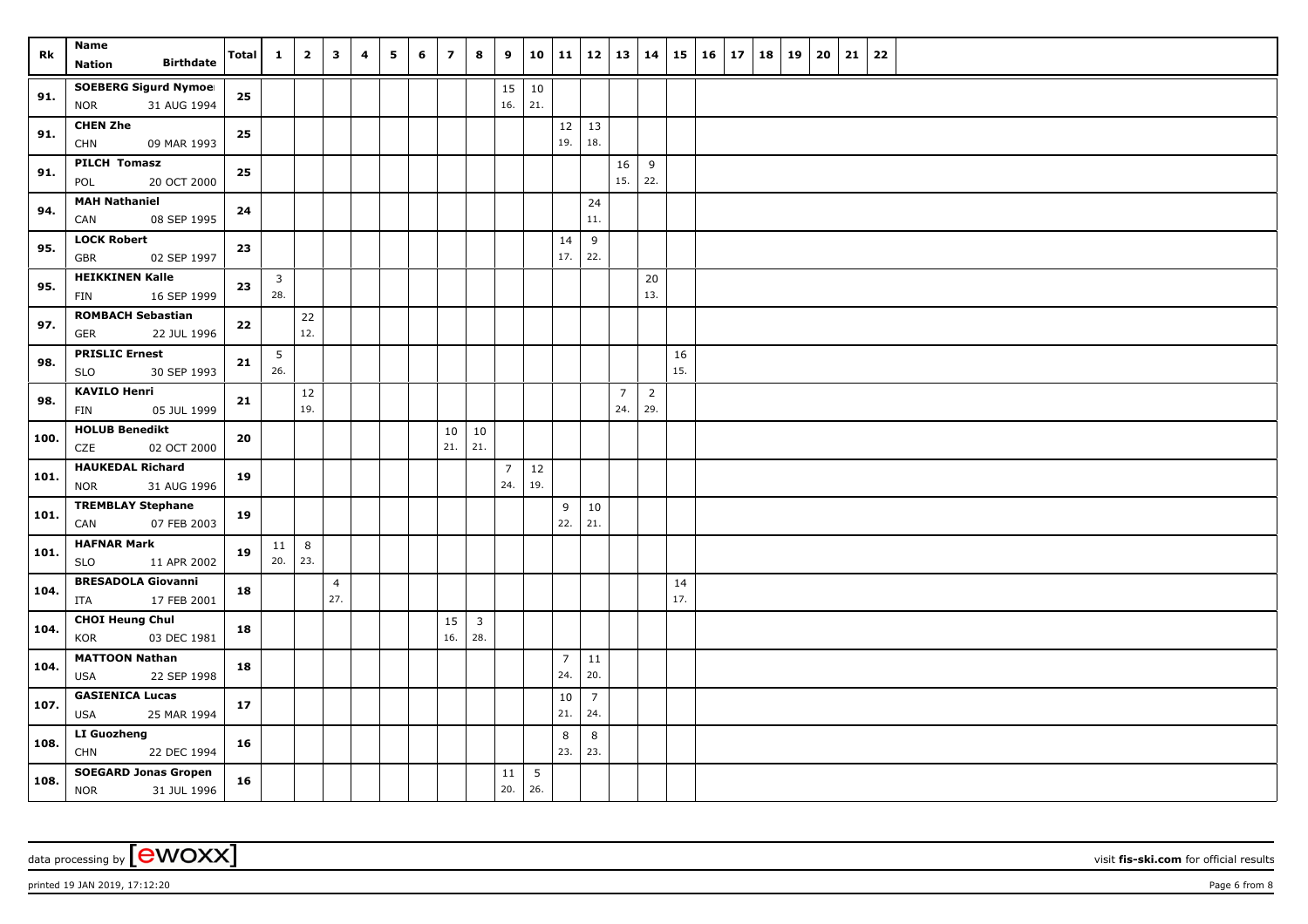| Rk | Name<br>Nation Birthdate | Total | 1 | 2 | 3 | 4 | 5 | 6 | 7 | 8 | 9 | 10 | 11 | 12 | 13 | 14 | 15 | 16 | 17 | 18 | 19 | 20 | 21 | 22 |
|---|---|---|---|---|---|---|---|---|---|---|---|---|---|---|---|---|---|---|---|---|---|---|---|---|
| 91. | **SOEBERG Sigurd Nymoe**<br>NOR 31 AUG 1994 | 25 | | | | | | | | | 15<br>16. | 10<br>21. | | | | | | | | | | | | |
| 91. | **CHEN Zhe**<br>CHN 09 MAR 1993 | 25 | | | | | | | | | | | 12<br>19. | 13<br>18. | | | | | | | | | | |
| 91. | **PILCH Tomasz**<br>POL 20 OCT 2000 | 25 | | | | | | | | | | | | | 16<br>15. | 9<br>22. | | | | | | | | |
| 94. | **MAH Nathaniel**<br>CAN 08 SEP 1995 | 24 | | | | | | | | | | | | 24<br>11. | | | | | | | | | | |
| 95. | **LOCK Robert**<br>GBR 02 SEP 1997 | 23 | | | | | | | | | | | 14<br>17. | 9<br>22. | | | | | | | | | | |
| 95. | **HEIKKINEN Kalle**<br>FIN 16 SEP 1999 | 23 | 3<br>28. | | | | | | | | | | | | | 20<br>13. | | | | | | | | |
| 97. | **ROMBACH Sebastian**<br>GER 22 JUL 1996 | 22 | | 22<br>12. | | | | | | | | | | | | | | | | | | | | |
| 98. | **PRISLIC Ernest**<br>SLO 30 SEP 1993 | 21 | 5<br>26. | | | | | | | | | | | | | | 16<br>15. | | | | | | | |
| 98. | **KAVILO Henri**<br>FIN 05 JUL 1999 | 21 | | 12<br>19. | | | | | | | | | | | 7<br>24. | 2<br>29. | | | | | | | | |
| 100. | **HOLUB Benedikt**<br>CZE 02 OCT 2000 | 20 | | | | | | | 10<br>21. | 10<br>21. | | | | | | | | | | | | | | |
| 101. | **HAUKEDAL Richard**<br>NOR 31 AUG 1996 | 19 | | | | | | | | | 7<br>24. | 12<br>19. | | | | | | | | | | | | |
| 101. | **TREMBLAY Stephane**<br>CAN 07 FEB 2003 | 19 | | | | | | | | | | | 9<br>22. | 10<br>21. | | | | | | | | | | |
| 101. | **HAFNAR Mark**<br>SLO 11 APR 2002 | 19 | 11<br>20. | 8<br>23. | | | | | | | | | | | | | | | | | | | | |
| 104. | **BRESADOLA Giovanni**<br>ITA 17 FEB 2001 | 18 | | | 4<br>27. | | | | | | | | | | | | 14<br>17. | | | | | | | |
| 104. | **CHOI Heung Chul**<br>KOR 03 DEC 1981 | 18 | | | | | | | 15<br>16. | 3<br>28. | | | | | | | | | | | | | | |
| 104. | **MATTOON Nathan**<br>USA 22 SEP 1998 | 18 | | | | | | | | | | | 7<br>24. | 11<br>20. | | | | | | | | | | |
| 107. | **GASIENICA Lucas**<br>USA 25 MAR 1994 | 17 | | | | | | | | | | | 10<br>21. | 7<br>24. | | | | | | | | | | |
| 108. | **LI Guozheng**<br>CHN 22 DEC 1994 | 16 | | | | | | | | | | | 8<br>23. | 8<br>23. | | | | | | | | | | |
| 108. | **SOEGARD Jonas Gropen**<br>NOR 31 JUL 1996 | 16 | | | | | | | | | 11<br>20. | 5<br>26. | | | | | | | | | | | | |

data processing by [ewoxx] visit **fis-ski.com** for official results

printed 19 JAN 2019, 17:12:20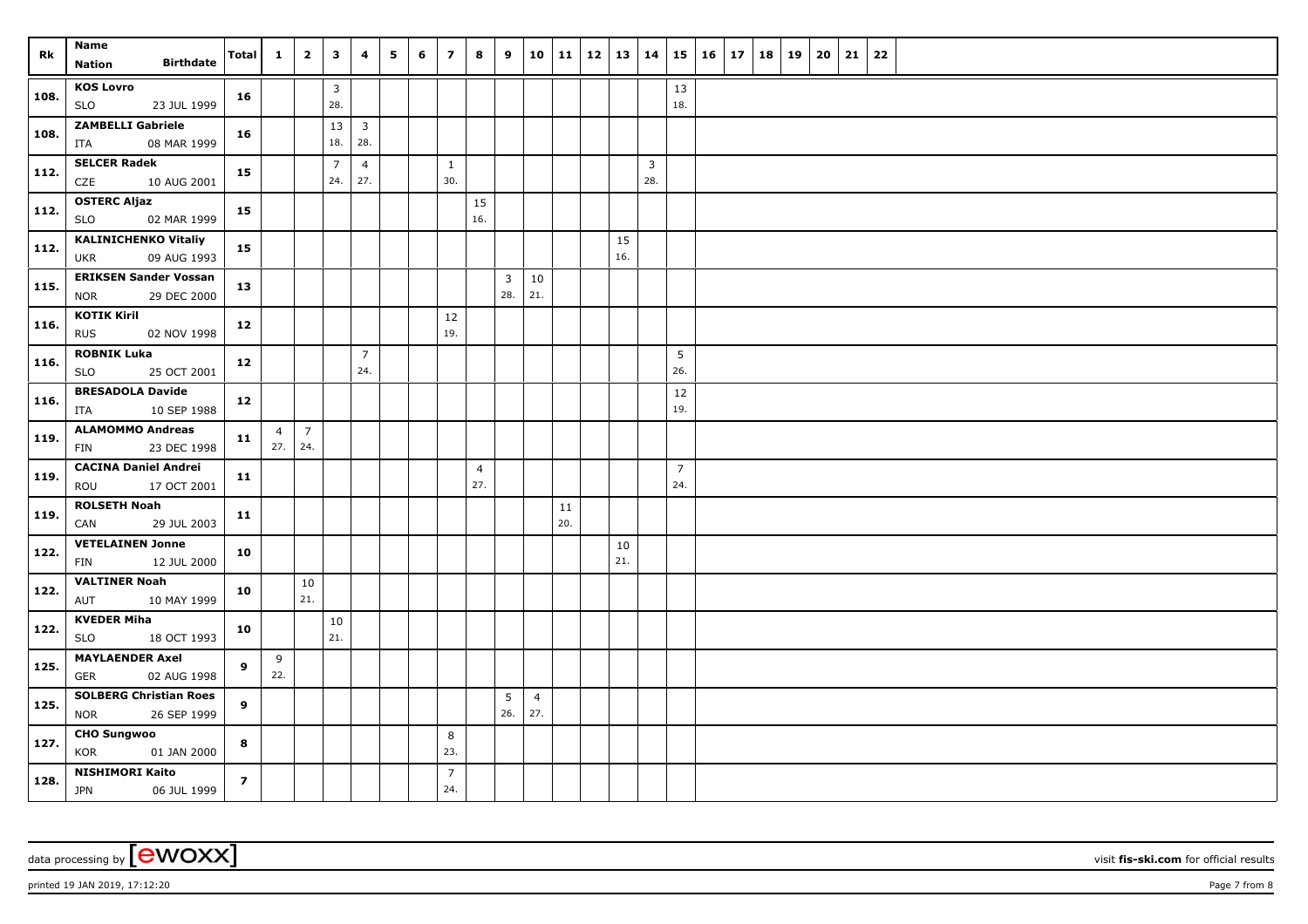| Rk | Name<br>Nation Birthdate | Total | 1 | 2 | 3 | 4 | 5 | 6 | 7 | 8 | 9 | 10 | 11 | 12 | 13 | 14 | 15 | 16 | 17 | 18 | 19 | 20 | 21 | 22 |
|---|---|---|---|---|---|---|---|---|---|---|---|---|---|---|---|---|---|---|---|---|---|---|---|---|
| 108. | **KOS Lovro**<br>SLO 23 JUL 1999 | **16** | | | 3<br>28. | | | | | | | | | | | | 13<br>18. | | | | | | | |
| 108. | **ZAMBELLI Gabriele**<br>ITA 08 MAR 1999 | **16** | | | 13<br>18. | 3<br>28. | | | | | | | | | | | | | | | | | | |
| 112. | **SELCER Radek**<br>CZE 10 AUG 2001 | **15** | | | 7<br>24. | 4<br>27. | | | 1<br>30. | | | | | | | 3<br>28. | | | | | | | | |
| 112. | **OSTERC Aljaz**<br>SLO 02 MAR 1999 | **15** | | | | | | | | 15<br>16. | | | | | | | | | | | | | | |
| 112. | **KALINICHENKO Vitaliy**<br>UKR 09 AUG 1993 | **15** | | | | | | | | | | | | | 15<br>16. | | | | | | | | | |
| 115. | **ERIKSEN Sander Vossan**<br>NOR 29 DEC 2000 | **13** | | | | | | | | | 3<br>28. | 10<br>21. | | | | | | | | | | | | |
| 116. | **KOTIK Kiril**<br>RUS 02 NOV 1998 | **12** | | | | | | | 12<br>19. | | | | | | | | | | | | | | | |
| 116. | **ROBNIK Luka**<br>SLO 25 OCT 2001 | **12** | | | | 7<br>24. | | | | | | | | | | | 5<br>26. | | | | | | | |
| 116. | **BRESADOLA Davide**<br>ITA 10 SEP 1988 | **12** | | | | | | | | | | | | | | | 12<br>19. | | | | | | | |
| 119. | **ALAMOMMO Andreas**<br>FIN 23 DEC 1998 | **11** | 4<br>27. | 7<br>24. | | | | | | | | | | | | | | | | | | | | |
| 119. | **CACINA Daniel Andrei**<br>ROU 17 OCT 2001 | **11** | | | | | | | | 4<br>27. | | | | | | | 7<br>24. | | | | | | | |
| 119. | **ROLSETH Noah**<br>CAN 29 JUL 2003 | **11** | | | | | | | | | | | 11<br>20. | | | | | | | | | | | |
| 122. | **VETELAINEN Jonne**<br>FIN 12 JUL 2000 | **10** | | | | | | | | | | | | | 10<br>21. | | | | | | | | | |
| 122. | **VALTINER Noah**<br>AUT 10 MAY 1999 | **10** | | 10<br>21. | | | | | | | | | | | | | | | | | | | | |
| 122. | **KVEDER Miha**<br>SLO 18 OCT 1993 | **10** | | | 10<br>21. | | | | | | | | | | | | | | | | | | | |
| 125. | **MAYLAENDER Axel**<br>GER 02 AUG 1998 | **9** | 9<br>22. | | | | | | | | | | | | | | | | | | | | | |
| 125. | **SOLBERG Christian Roes**<br>NOR 26 SEP 1999 | **9** | | | | | | | | | 5<br>26. | 4<br>27. | | | | | | | | | | | | |
| 127. | **CHO Sungwoo**<br>KOR 01 JAN 2000 | **8** | | | | | | | 8<br>23. | | | | | | | | | | | | | | | |
| 128. | **NISHIMORI Kaito**<br>JPN 06 JUL 1999 | **7** | | | | | | | 7<br>24. | | | | | | | | | | | | | | | |

data processing by ewoxx — visit **fis-ski.com** for official results

printed 19 JAN 2019, 17:12:20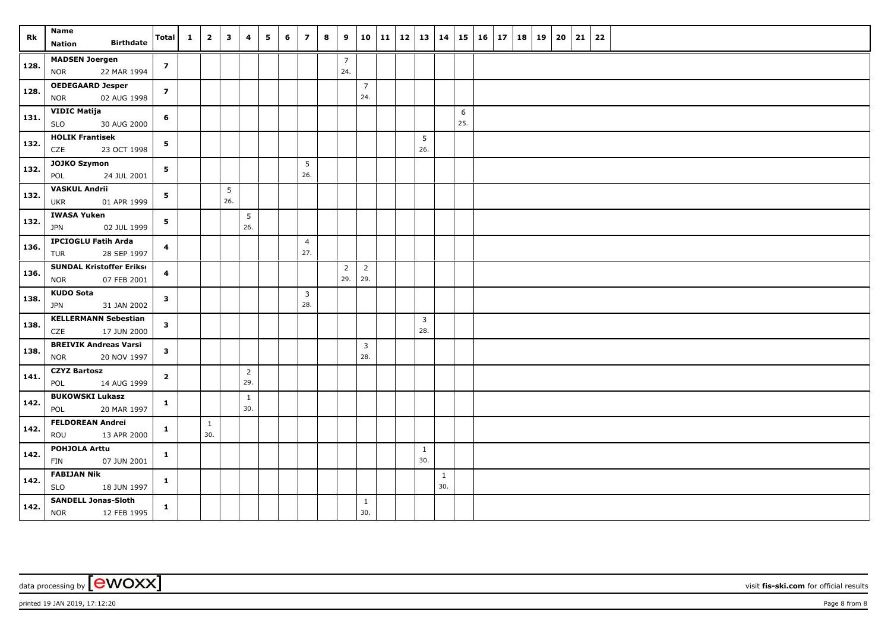| Rk | Name<br>Nation Birthdate | Total | 1 | 2 | 3 | 4 | 5 | 6 | 7 | 8 | 9 | 10 | 11 | 12 | 13 | 14 | 15 | 16 | 17 | 18 | 19 | 20 | 21 | 22 |
|---|---|---|---|---|---|---|---|---|---|---|---|---|---|---|---|---|---|---|---|---|---|---|---|---|
| 128. | **MADSEN Joergen**<br>NOR 22 MAR 1994 | **7** | | | | | | | | | 7<br>24. | | | | | | | | | | | | | |
| 128. | **OEDEGAARD Jesper**<br>NOR 02 AUG 1998 | **7** | | | | | | | | | | 7<br>24. | | | | | | | | | | | | |
| 131. | **VIDIC Matija**<br>SLO 30 AUG 2000 | **6** | | | | | | | | | | | | | | | 6<br>25. | | | | | | | |
| 132. | **HOLIK Frantisek**<br>CZE 23 OCT 1998 | **5** | | | | | | | | | | | | | 5<br>26. | | | | | | | | | |
| 132. | **JOJKO Szymon**<br>POL 24 JUL 2001 | **5** | | | | | | | 5<br>26. | | | | | | | | | | | | | | | |
| 132. | **VASKUL Andrii**<br>UKR 01 APR 1999 | **5** | | | 5<br>26. | | | | | | | | | | | | | | | | | | | |
| 132. | **IWASA Yuken**<br>JPN 02 JUL 1999 | **5** | | | | 5<br>26. | | | | | | | | | | | | | | | | | | |
| 136. | **IPCIOGLU Fatih Arda**<br>TUR 28 SEP 1997 | **4** | | | | | | | 4<br>27. | | | | | | | | | | | | | | | |
| 136. | **SUNDAL Kristoffer Erikse**<br>NOR 07 FEB 2001 | **4** | | | | | | | | | 2<br>29. | 2<br>29. | | | | | | | | | | | | |
| 138. | **KUDO Sota**<br>JPN 31 JAN 2002 | **3** | | | | | | | 3<br>28. | | | | | | | | | | | | | | | |
| 138. | **KELLERMANN Sebastian**<br>CZE 17 JUN 2000 | **3** | | | | | | | | | | | | | 3<br>28. | | | | | | | | | |
| 138. | **BREIVIK Andreas Varsi**<br>NOR 20 NOV 1997 | **3** | | | | | | | | | | 3<br>28. | | | | | | | | | | | | |
| 141. | **CZYZ Bartosz**<br>POL 14 AUG 1999 | **2** | | | | 2<br>29. | | | | | | | | | | | | | | | | | | |
| 142. | **BUKOWSKI Lukasz**<br>POL 20 MAR 1997 | **1** | | | | 1<br>30. | | | | | | | | | | | | | | | | | | |
| 142. | **FELDOREAN Andrei**<br>ROU 13 APR 2000 | **1** | | 1<br>30. | | | | | | | | | | | | | | | | | | | | |
| 142. | **POHJOLA Arttu**<br>FIN 07 JUN 2001 | **1** | | | | | | | | | | | | | 1<br>30. | | | | | | | | | |
| 142. | **FABIJAN Nik**<br>SLO 18 JUN 1997 | **1** | | | | | | | | | | | | | | 1<br>30. | | | | | | | | |
| 142. | **SANDELL Jonas-Sloth**<br>NOR 12 FEB 1995 | **1** | | | | | | | | | | 1<br>30. | | | | | | | | | | | | |

data processing by [ewoxx] visit **fis-ski.com** for official results

printed 19 JAN 2019, 17:12:20